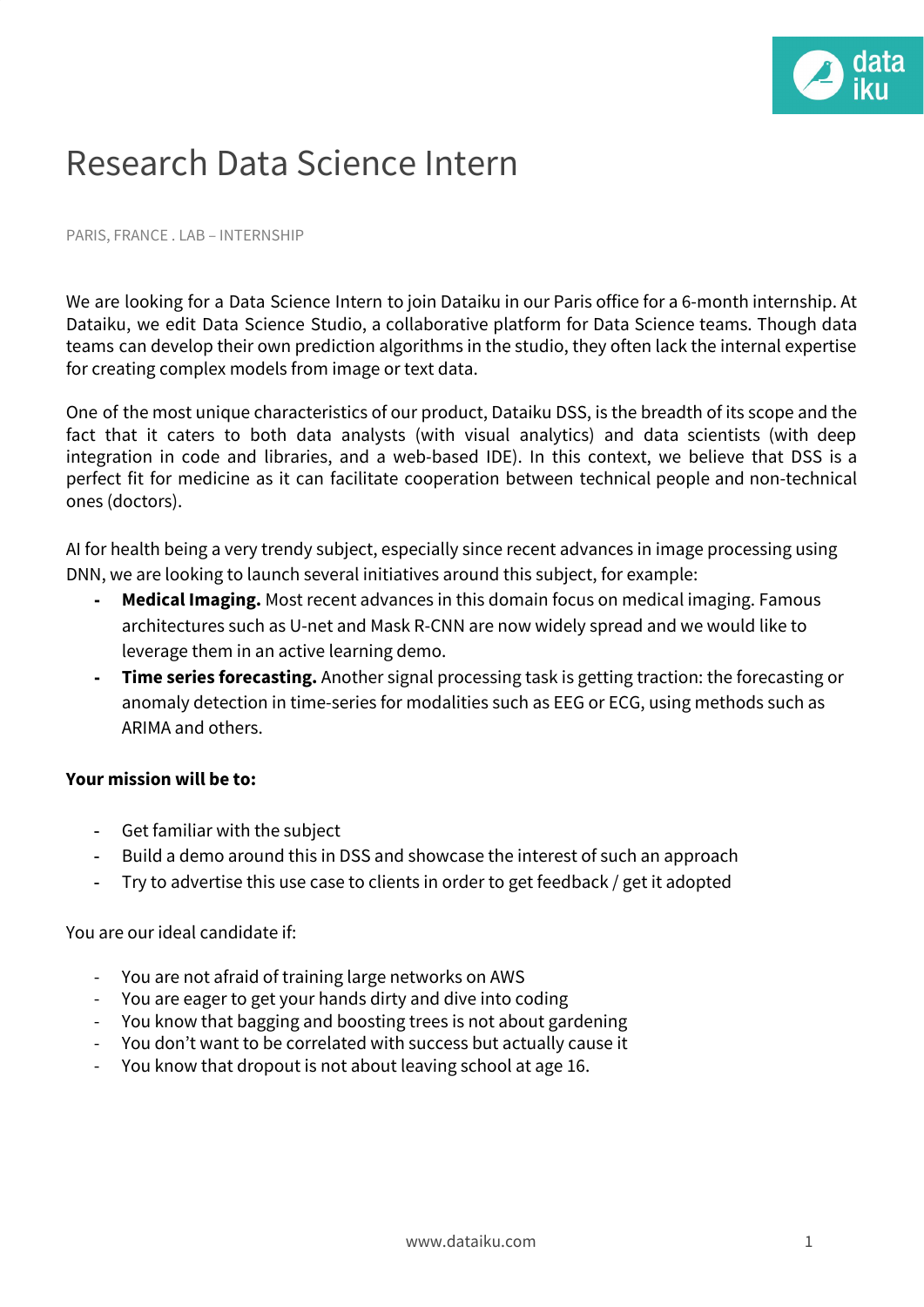# Research Data Science Intern

PARIS, FRANCE . LAB – INTERNSHIP

We are looking for a Data Science Intern to join Dataiku in our Paris office for a 6-month internship. At Dataiku, we edit Data Science Studio, a collaborative platform for Data Science teams. Though data teams can develop their own prediction algorithms in the studio, they often lack the internal expertise for creating complex models from image or text data.

One of the most unique characteristics of our product, Dataiku DSS, is the breadth of its scope and the fact that it caters to both data analysts (with visual analytics) and data scientists (with deep integration in code and libraries, and a web-based IDE). In this context, we believe that DSS is a perfect fit for medicine as it can facilitate cooperation between technical people and non-technical ones (doctors).

AI for health being a very trendy subject, especially since recent advances in image processing using DNN, we are looking to launch several initiatives around this subject, for example:

- **Medical Imaging.** Most recent advances in this domain focus on medical imaging. Famous architectures such as U-net and Mask R-CNN are now widely spread and we would like to leverage them in an active learning demo.
- **Time series forecasting.** Another signal processing task is getting traction: the forecasting or anomaly detection in time-series for modalities such as EEG or ECG, using methods such as ARIMA and others.

**Your mission will be to:**

- Get familiar with the subject
- Build a demo around this in DSS and showcase the interest of such an approach
- Try to advertise this use case to clients in order to get feedback / get it adopted

You are our ideal candidate if:

- You are not afraid of training large networks on AWS
- You are eager to get your hands dirty and dive into coding
- You know that bagging and boosting trees is not about gardening
- You don't want to be correlated with success but actually cause it
- You know that dropout is not about leaving school at age 16.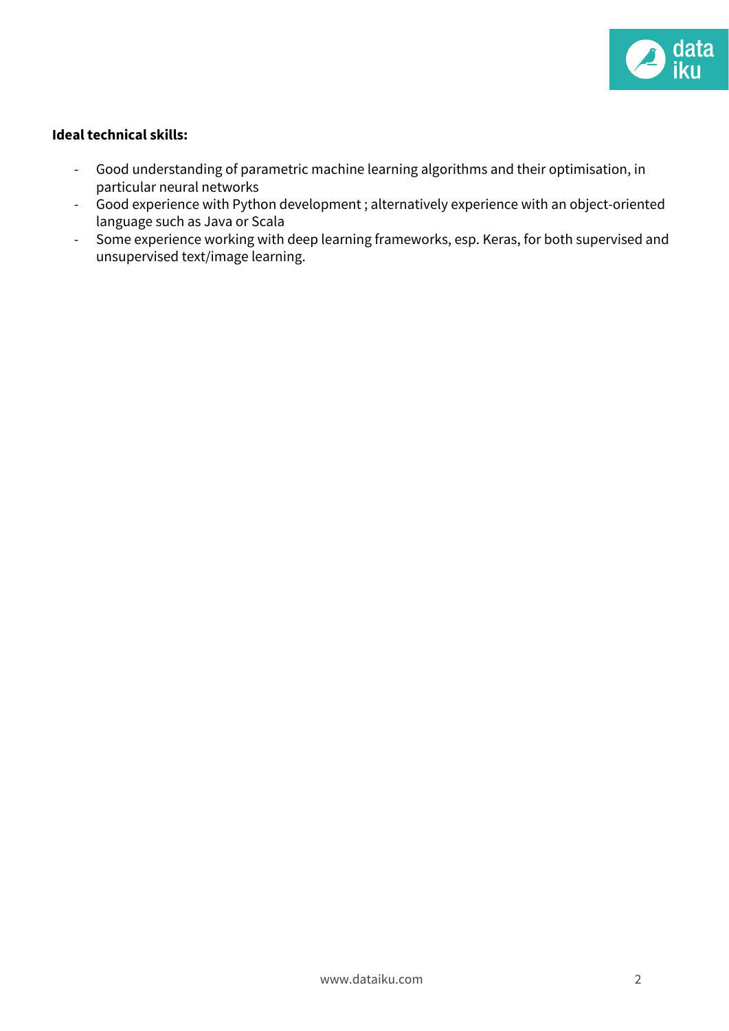**Ideal technical skills:**

- Good understanding of parametric machine learning algorithms and their optimisation, in particular neural networks
- Good experience with Python development ; alternatively experience with an object-oriented language such as Java or Scala
- Some experience working with deep learning frameworks, esp. Keras, for both supervised and unsupervised text/image learning.